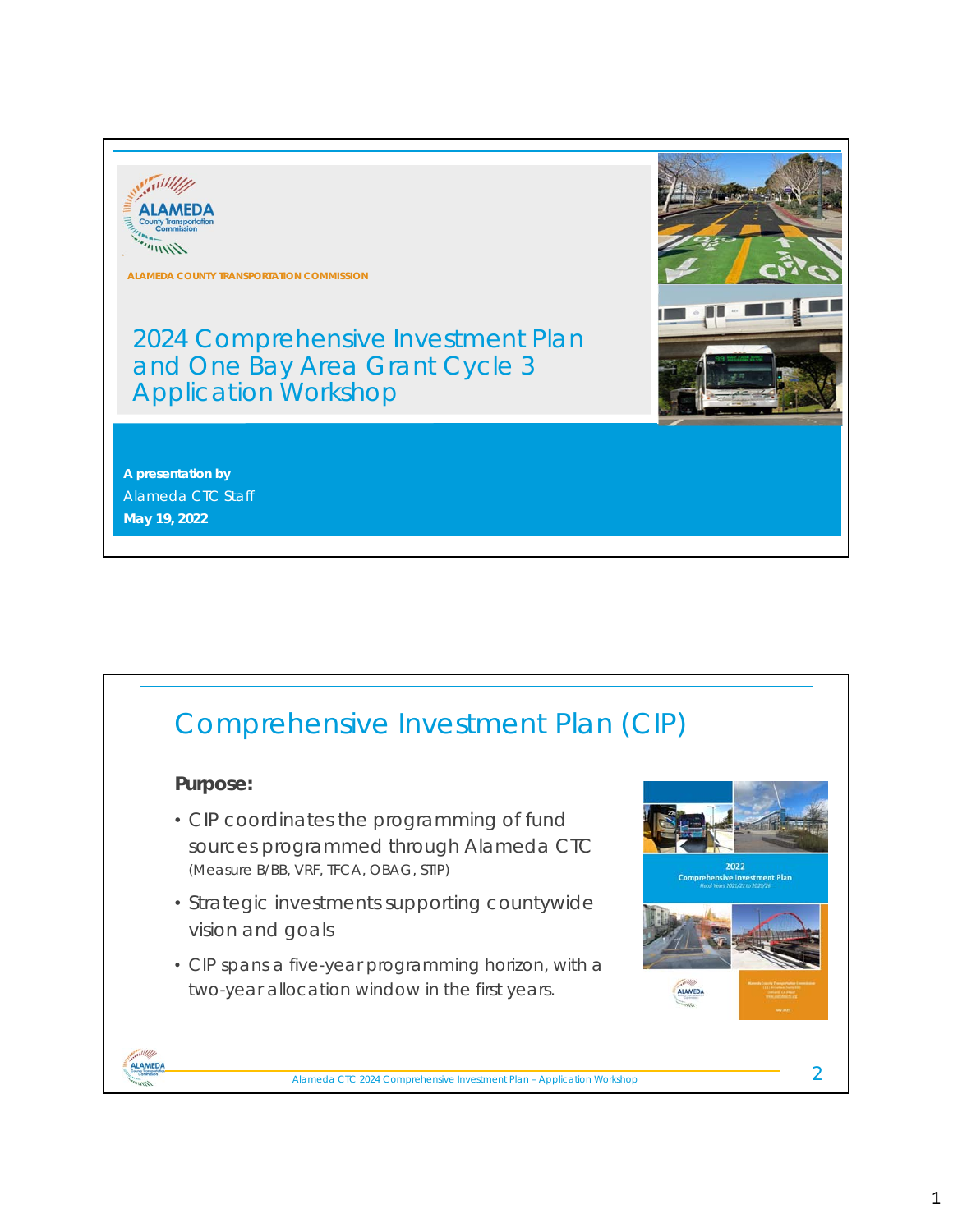ALAMEDA COUNTY TRANSPORTATION COMMISSION

# 2024 Comprehensive Investment Plan and One Bay Area Grant Cycle 3 Application Workshop

**A presentation by**
Alameda CTC Staff
**May 19, 2022**

## Comprehensive Investment Plan (CIP)

**Purpose:**

- CIP coordinates the programming of fund sources programmed through Alameda CTC (Measure B/BB, VRF, TFCA, OBAG, STIP)
- Strategic investments supporting countywide vision and goals
- CIP spans a five-year programming horizon, with a two-year allocation window in the first years.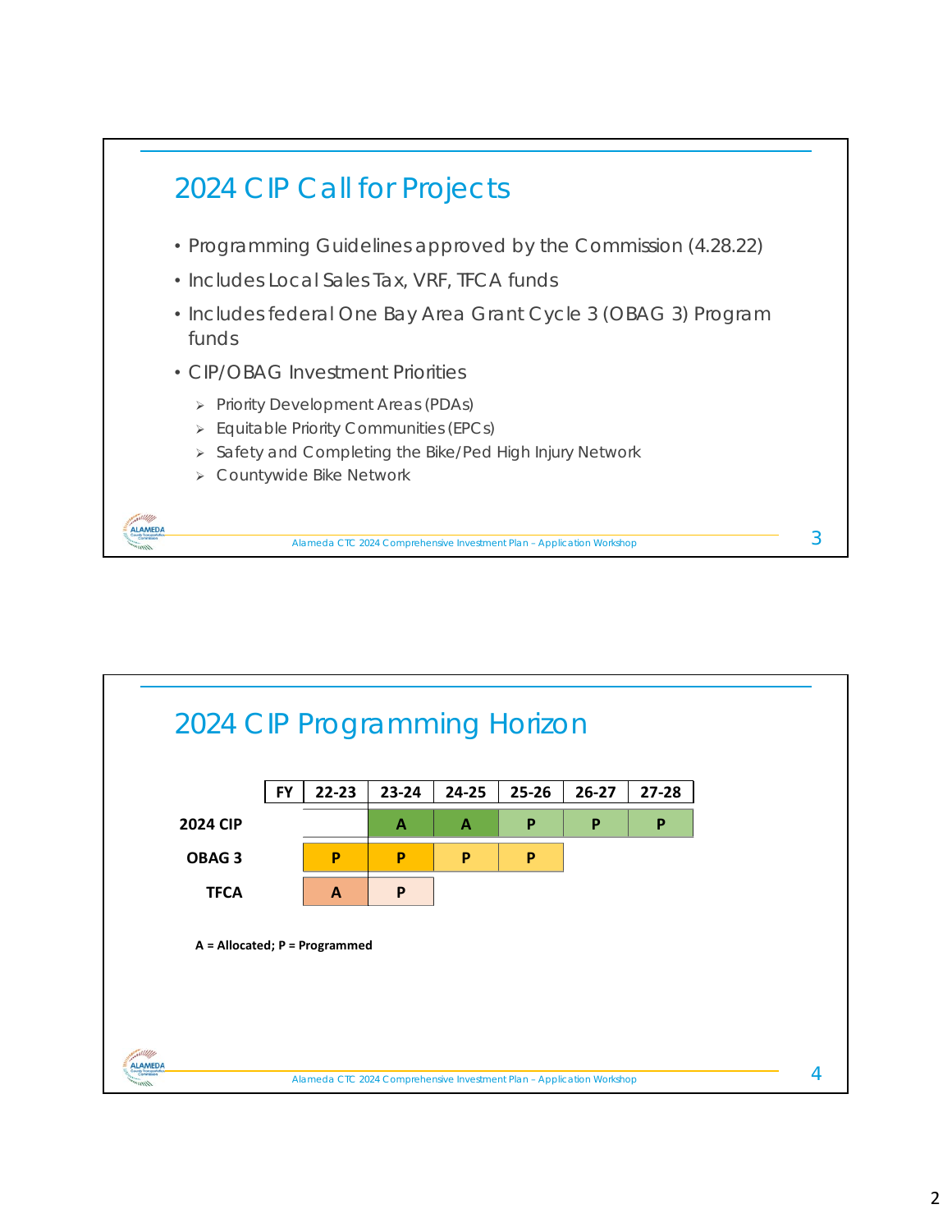## 2024 CIP Call for Projects

- Programming Guidelines approved by the Commission (4.28.22)
- Includes Local Sales Tax, VRF, TFCA funds
- Includes federal One Bay Area Grant Cycle 3 (OBAG 3) Program funds
- CIP/OBAG Investment Priorities
  - Priority Development Areas (PDAs)
  - Equitable Priority Communities (EPCs)
  - Safety and Completing the Bike/Ped High Injury Network
  - Countywide Bike Network

## 2024 CIP Programming Horizon

| FY | 22-23 | 23-24 | 24-25 | 25-26 | 26-27 | 27-28 |
|---|---|---|---|---|---|---|
| **2024 CIP** | | A | A | P | P | P |
| **OBAG 3** | P | P | P | P | | |
| **TFCA** | A | P | | | | |

**A = Allocated; P = Programmed**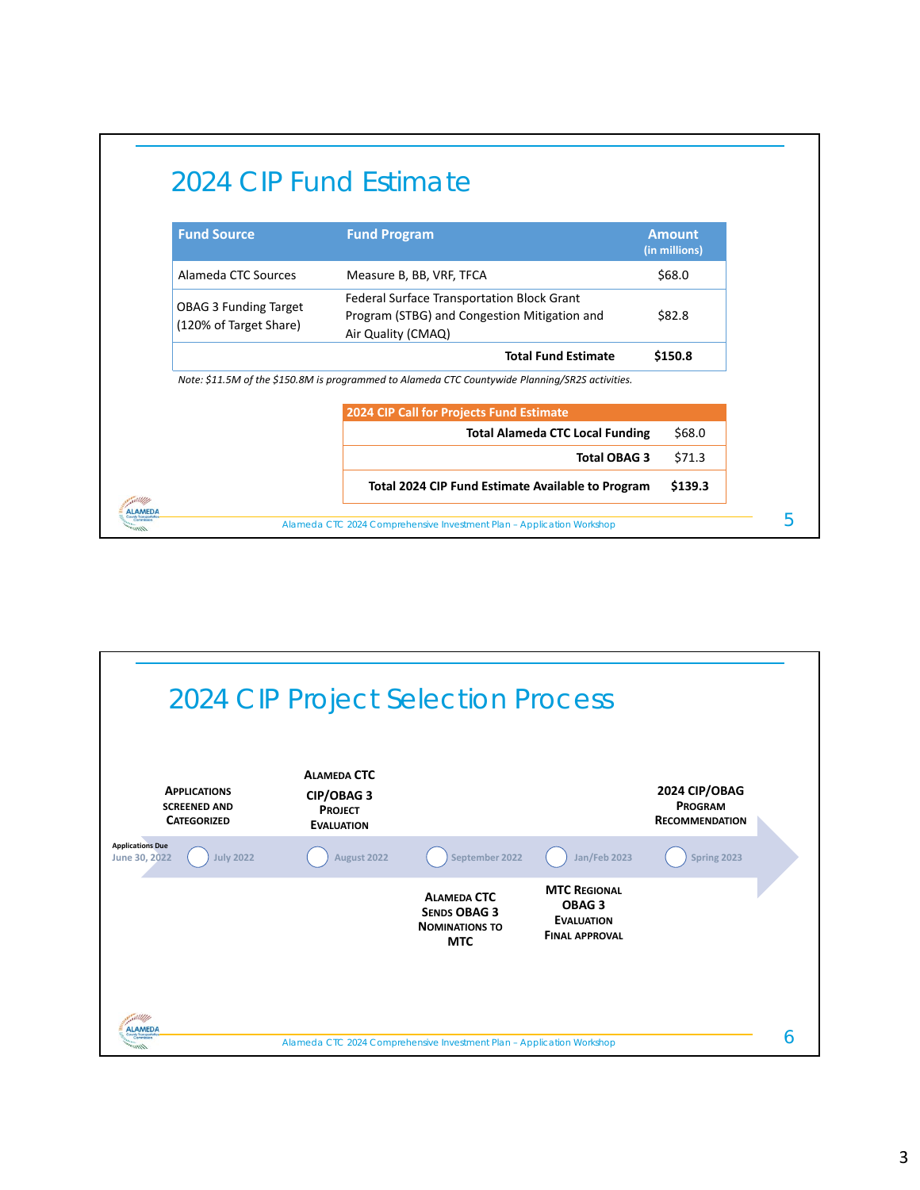## 2024 CIP Fund Estimate

| Fund Source | Fund Program | Amount (in millions) |
|---|---|---|
| Alameda CTC Sources | Measure B, BB, VRF, TFCA | $68.0 |
| OBAG 3 Funding Target (120% of Target Share) | Federal Surface Transportation Block Grant Program (STBG) and Congestion Mitigation and Air Quality (CMAQ) | $82.8 |
| | **Total Fund Estimate** | **$150.8** |

*Note: $11.5M of the $150.8M is programmed to Alameda CTC Countywide Planning/SR2S activities.*

| 2024 CIP Call for Projects Fund Estimate | |
|---|---|
| **Total Alameda CTC Local Funding** | $68.0 |
| **Total OBAG 3** | $71.3 |
| **Total 2024 CIP Fund Estimate Available to Program** | **$139.3** |

Alameda CTC 2024 Comprehensive Investment Plan – Application Workshop

## 2024 CIP Project Selection Process

- **Applications Due** June 30, 2022
- July 2022 — **Applications Screened and Categorized**
- August 2022 — **Alameda CTC CIP/OBAG 3 Project Evaluation**
- September 2022 — **Alameda CTC Sends OBAG 3 Nominations to MTC**
- Jan/Feb 2023 — **MTC Regional OBAG 3 Evaluation Final Approval**
- Spring 2023 — **2024 CIP/OBAG Program Recommendation**

Alameda CTC 2024 Comprehensive Investment Plan – Application Workshop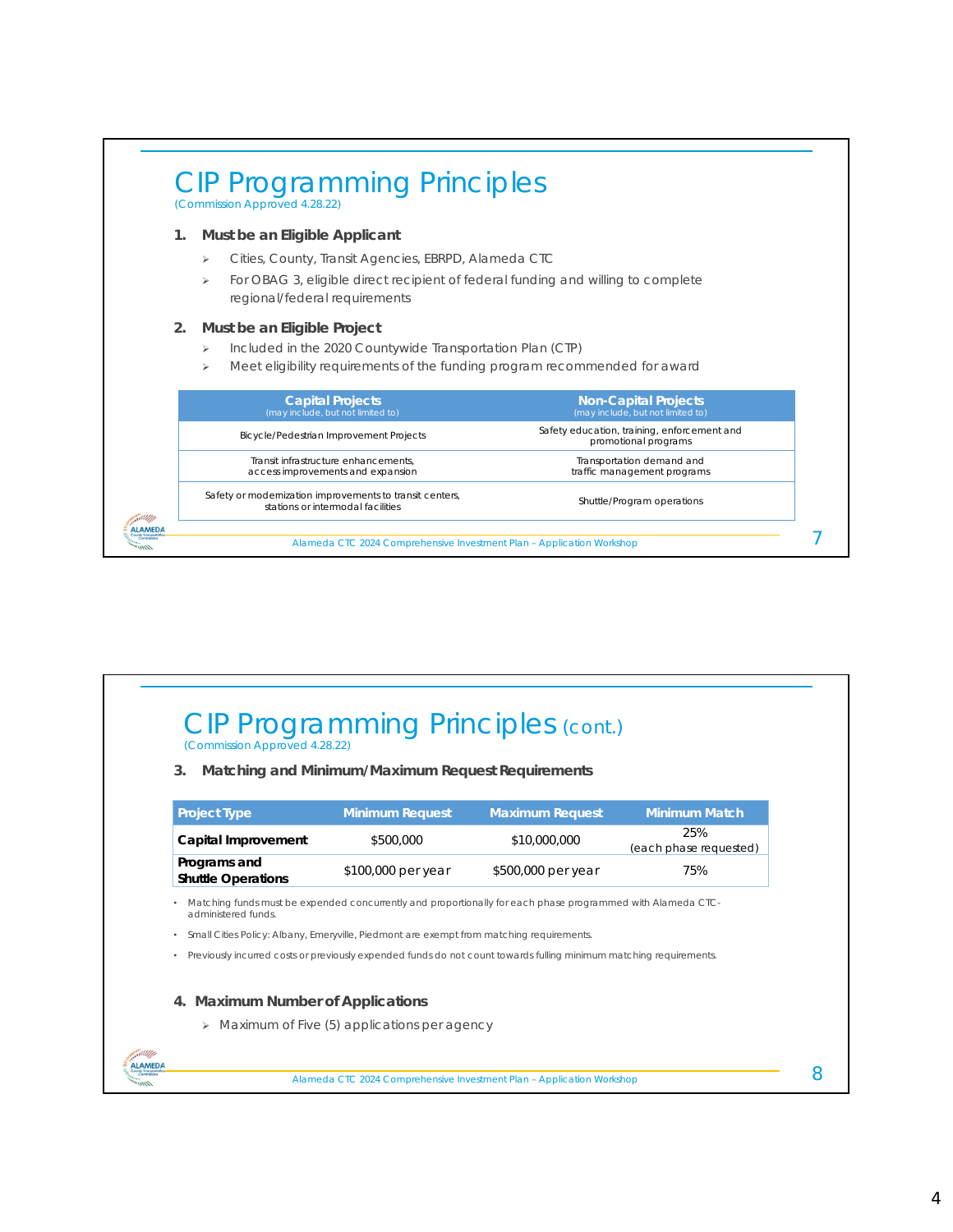# CIP Programming Principles

(Commission Approved 4.28.22)

1. **Must be an Eligible Applicant**
   - Cities, County, Transit Agencies, EBRPD, Alameda CTC
   - For OBAG 3, eligible direct recipient of federal funding and willing to complete regional/federal requirements
2. **Must be an Eligible Project**
   - Included in the 2020 Countywide Transportation Plan (CTP)
   - Meet eligibility requirements of the funding program recommended for award

| Capital Projects (may include, but not limited to) | Non-Capital Projects (may include, but not limited to) |
|---|---|
| Bicycle/Pedestrian Improvement Projects | Safety education, training, enforcement and promotional programs |
| Transit infrastructure enhancements, access improvements and expansion | Transportation demand and traffic management programs |
| Safety or modernization improvements to transit centers, stations or intermodal facilities | Shuttle/Program operations |

# CIP Programming Principles (cont.)

(Commission Approved 4.28.22)

3. **Matching and Minimum/Maximum Request Requirements**

| Project Type | Minimum Request | Maximum Request | Minimum Match |
|---|---|---|---|
| **Capital Improvement** | $500,000 | $10,000,000 | 25% (each phase requested) |
| **Programs and Shuttle Operations** | $100,000 per year | $500,000 per year | 75% |

- Matching funds must be expended concurrently and proportionally for each phase programmed with Alameda CTC-administered funds.
- Small Cities Policy: Albany, Emeryville, Piedmont are exempt from matching requirements.
- Previously incurred costs or previously expended funds do not count towards fulling minimum matching requirements.

4. **Maximum Number of Applications**
   - Maximum of Five (5) applications per agency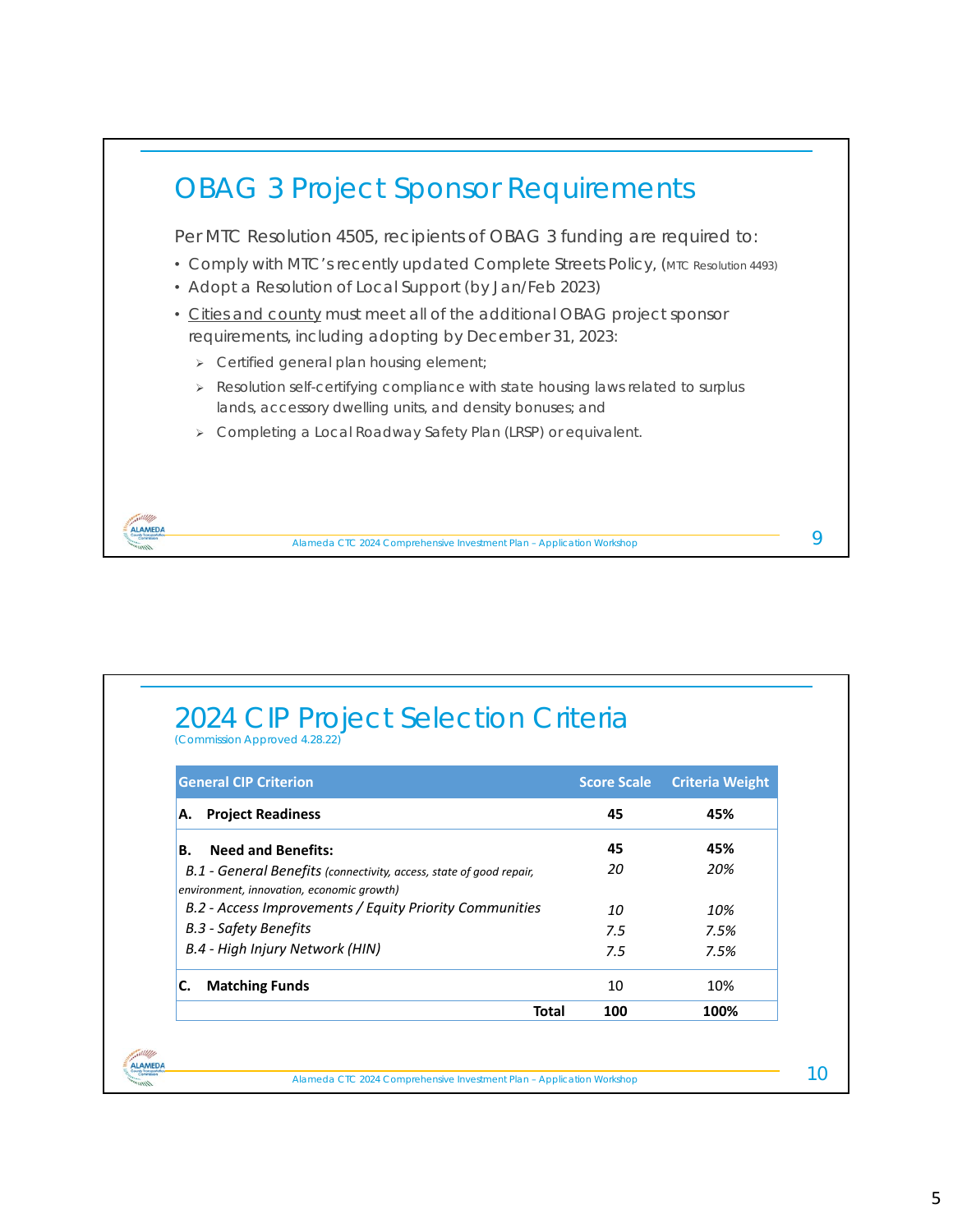## OBAG 3 Project Sponsor Requirements

Per MTC Resolution 4505, recipients of OBAG 3 funding are required to:

- Comply with MTC's recently updated Complete Streets Policy, (MTC Resolution 4493)
- Adopt a Resolution of Local Support (by Jan/Feb 2023)
- Cities and county must meet all of the additional OBAG project sponsor requirements, including adopting by December 31, 2023:
  - Certified general plan housing element;
  - Resolution self-certifying compliance with state housing laws related to surplus lands, accessory dwelling units, and density bonuses; and
  - Completing a Local Roadway Safety Plan (LRSP) or equivalent.

## 2024 CIP Project Selection Criteria

(Commission Approved 4.28.22)

| General CIP Criterion | Score Scale | Criteria Weight |
|---|---|---|
| **A. Project Readiness** | **45** | **45%** |
| **B. Need and Benefits:** | **45** | **45%** |
| *B.1 - General Benefits (connectivity, access, state of good repair, environment, innovation, economic growth)* | *20* | *20%* |
| *B.2 - Access Improvements / Equity Priority Communities* | *10* | *10%* |
| *B.3 - Safety Benefits* | *7.5* | *7.5%* |
| *B.4 - High Injury Network (HIN)* | *7.5* | *7.5%* |
| **C. Matching Funds** | 10 | 10% |
| **Total** | **100** | **100%** |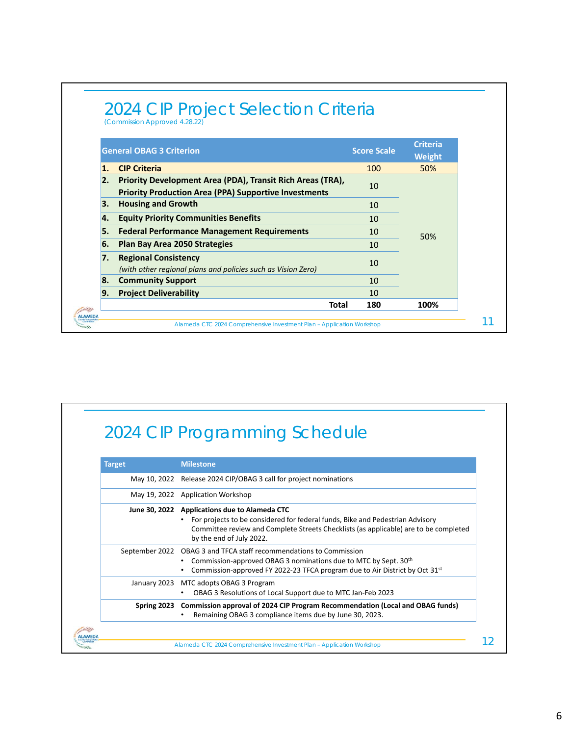## 2024 CIP Project Selection Criteria

(Commission Approved 4.28.22)

| General OBAG 3 Criterion | Score Scale | Criteria Weight |
|---|---|---|
| **1. CIP Criteria** | 100 | 50% |
| **2. Priority Development Area (PDA), Transit Rich Areas (TRA), Priority Production Area (PPA) Supportive Investments** | 10 | 50% |
| **3. Housing and Growth** | 10 | |
| **4. Equity Priority Communities Benefits** | 10 | |
| **5. Federal Performance Management Requirements** | 10 | |
| **6. Plan Bay Area 2050 Strategies** | 10 | |
| **7. Regional Consistency** *(with other regional plans and policies such as Vision Zero)* | 10 | |
| **8. Community Support** | 10 | |
| **9. Project Deliverability** | 10 | |
| **Total** | **180** | **100%** |

Alameda CTC 2024 Comprehensive Investment Plan – Application Workshop

## 2024 CIP Programming Schedule

| Target | Milestone |
|---|---|
| May 10, 2022 | Release 2024 CIP/OBAG 3 call for project nominations |
| May 19, 2022 | Application Workshop |
| **June 30, 2022** | **Applications due to Alameda CTC** <br> • For projects to be considered for federal funds, Bike and Pedestrian Advisory Committee review and Complete Streets Checklists (as applicable) are to be completed by the end of July 2022. |
| September 2022 | OBAG 3 and TFCA staff recommendations to Commission <br> • Commission-approved OBAG 3 nominations due to MTC by Sept. 30th <br> • Commission-approved FY 2022-23 TFCA program due to Air District by Oct 31st |
| January 2023 | MTC adopts OBAG 3 Program <br> • OBAG 3 Resolutions of Local Support due to MTC Jan-Feb 2023 |
| **Spring 2023** | **Commission approval of 2024 CIP Program Recommendation (Local and OBAG funds)** <br> • Remaining OBAG 3 compliance items due by June 30, 2023. |

Alameda CTC 2024 Comprehensive Investment Plan – Application Workshop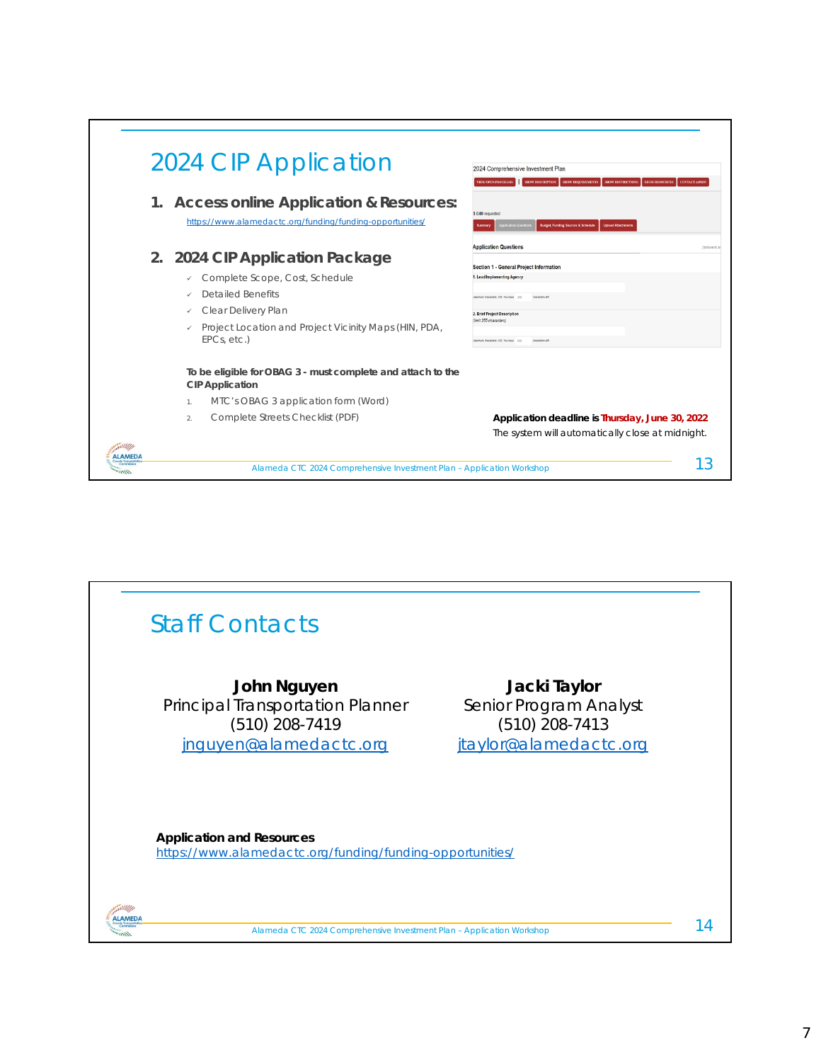## 2024 CIP Application

1. **Access online Application & Resources:**
   https://www.alamedactc.org/funding/funding-opportunities/

2. **2024 CIP Application Package**
   - ✓ Complete Scope, Cost, Schedule
   - ✓ Detailed Benefits
   - ✓ Clear Delivery Plan
   - ✓ Project Location and Project Vicinity Maps (HIN, PDA, EPCs, etc.)

**To be eligible for OBAG 3 - must complete and attach to the CIP Application**

1. MTC's OBAG 3 application form (Word)
2. Complete Streets Checklist (PDF)

**Application deadline is Thursday, June 30, 2022**
The system will automatically close at midnight.

Alameda CTC 2024 Comprehensive Investment Plan – Application Workshop

## Staff Contacts

**John Nguyen**
Principal Transportation Planner
(510) 208-7419
jnguyen@alamedactc.org

**Jacki Taylor**
Senior Program Analyst
(510) 208-7413
jtaylor@alamedactc.org

**Application and Resources**
https://www.alamedactc.org/funding/funding-opportunities/

Alameda CTC 2024 Comprehensive Investment Plan – Application Workshop